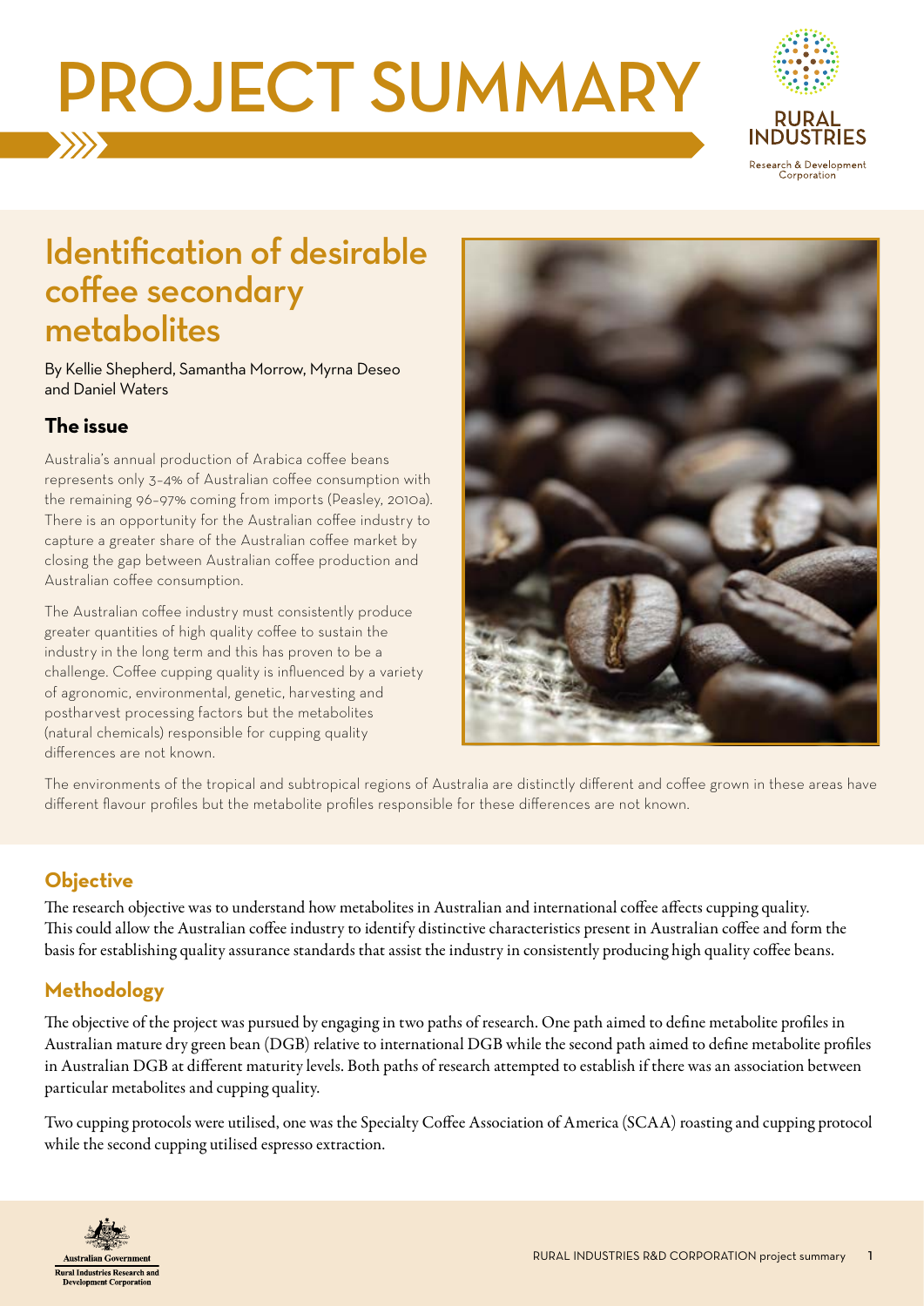# PROJECT SUMMARY

## Identification of desirable coffee secondary metabolites

By Kellie Shepherd, Samantha Morrow, Myrna Deseo and Daniel Waters

### The issue

Australia's annual production of Arabica coffee beans represents only 3–4% of Australian coffee consumption with the remaining 96–97% coming from imports (Peasley, 2010a). There is an opportunity for the Australian coffee industry to capture a greater share of the Australian coffee market by closing the gap between Australian coffee production and Australian coffee consumption.

The Australian coffee industry must consistently produce greater quantities of high quality coffee to sustain the industry in the long term and this has proven to be a challenge. Coffee cupping quality is influenced by a variety of agronomic, environmental, genetic, harvesting and postharvest processing factors but the metabolites (natural chemicals) responsible for cupping quality differences are not known.

The environments of the tropical and subtropical regions of Australia are distinctly different and coffee grown in these areas have different flavour profiles but the metabolite profiles responsible for these differences are not known.

### Objective

The research objective was to understand how metabolites in Australian and international coffee affects cupping quality. This could allow the Australian coffee industry to identify distinctive characteristics present in Australian coffee and form the basis for establishing quality assurance standards that assist the industry in consistently producing high quality coffee beans.

### Methodology

The objective of the project was pursued by engaging in two paths of research. One path aimed to define metabolite profiles in Australian mature dry green bean (DGB) relative to international DGB while the second path aimed to define metabolite profiles in Australian DGB at different maturity levels. Both paths of research attempted to establish if there was an association between particular metabolites and cupping quality.

Two cupping protocols were utilised, one was the Specialty Coffee Association of America (SCAA) roasting and cupping protocol while the second cupping utilised espresso extraction.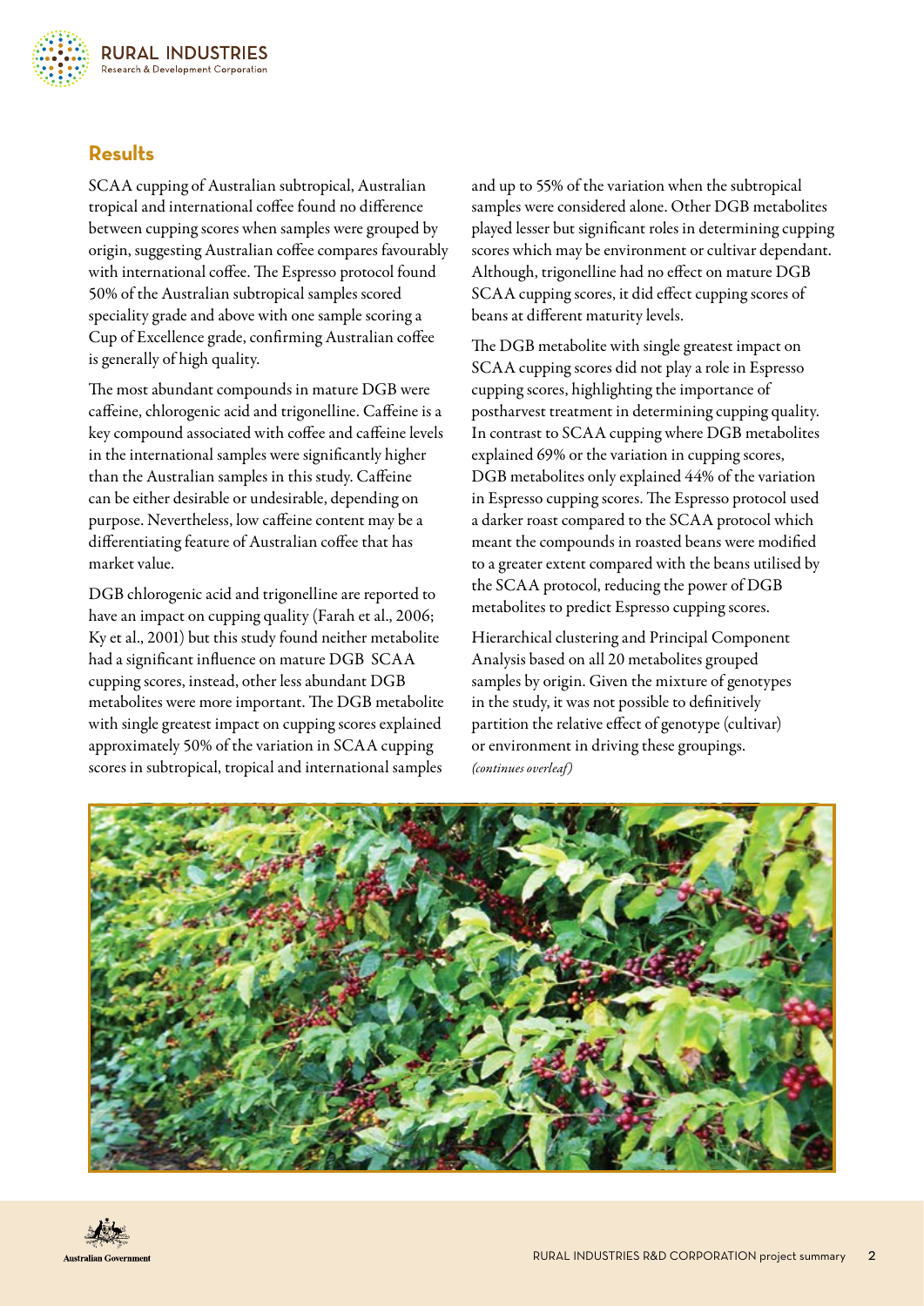## Results

SCAA cupping of Australian subtropical, Australian tropical and international coffee found no difference between cupping scores when samples were grouped by origin, suggesting Australian coffee compares favourably with international coffee. The Espresso protocol found 50% of the Australian subtropical samples scored speciality grade and above with one sample scoring a Cup of Excellence grade, confirming Australian coffee is generally of high quality.

The most abundant compounds in mature DGB were caffeine, chlorogenic acid and trigonelline. Caffeine is a key compound associated with coffee and caffeine levels in the international samples were significantly higher than the Australian samples in this study. Caffeine can be either desirable or undesirable, depending on purpose. Nevertheless, low caffeine content may be a differentiating feature of Australian coffee that has market value.

DGB chlorogenic acid and trigonelline are reported to have an impact on cupping quality (Farah et al., 2006; Ky et al., 2001) but this study found neither metabolite had a significant influence on mature DGB SCAA cupping scores, instead, other less abundant DGB metabolites were more important. The DGB metabolite with single greatest impact on cupping scores explained approximately 50% of the variation in SCAA cupping scores in subtropical, tropical and international samples and up to 55% of the variation when the subtropical samples were considered alone. Other DGB metabolites played lesser but significant roles in determining cupping scores which may be environment or cultivar dependant. Although, trigonelline had no effect on mature DGB SCAA cupping scores, it did effect cupping scores of beans at different maturity levels.

The DGB metabolite with single greatest impact on SCAA cupping scores did not play a role in Espresso cupping scores, highlighting the importance of postharvest treatment in determining cupping quality. In contrast to SCAA cupping where DGB metabolites explained 69% or the variation in cupping scores, DGB metabolites only explained 44% of the variation in Espresso cupping scores. The Espresso protocol used a darker roast compared to the SCAA protocol which meant the compounds in roasted beans were modified to a greater extent compared with the beans utilised by the SCAA protocol, reducing the power of DGB metabolites to predict Espresso cupping scores.

Hierarchical clustering and Principal Component Analysis based on all 20 metabolites grouped samples by origin. Given the mixture of genotypes in the study, it was not possible to definitively partition the relative effect of genotype (cultivar) or environment in driving these groupings.

*(continues overleaf)*